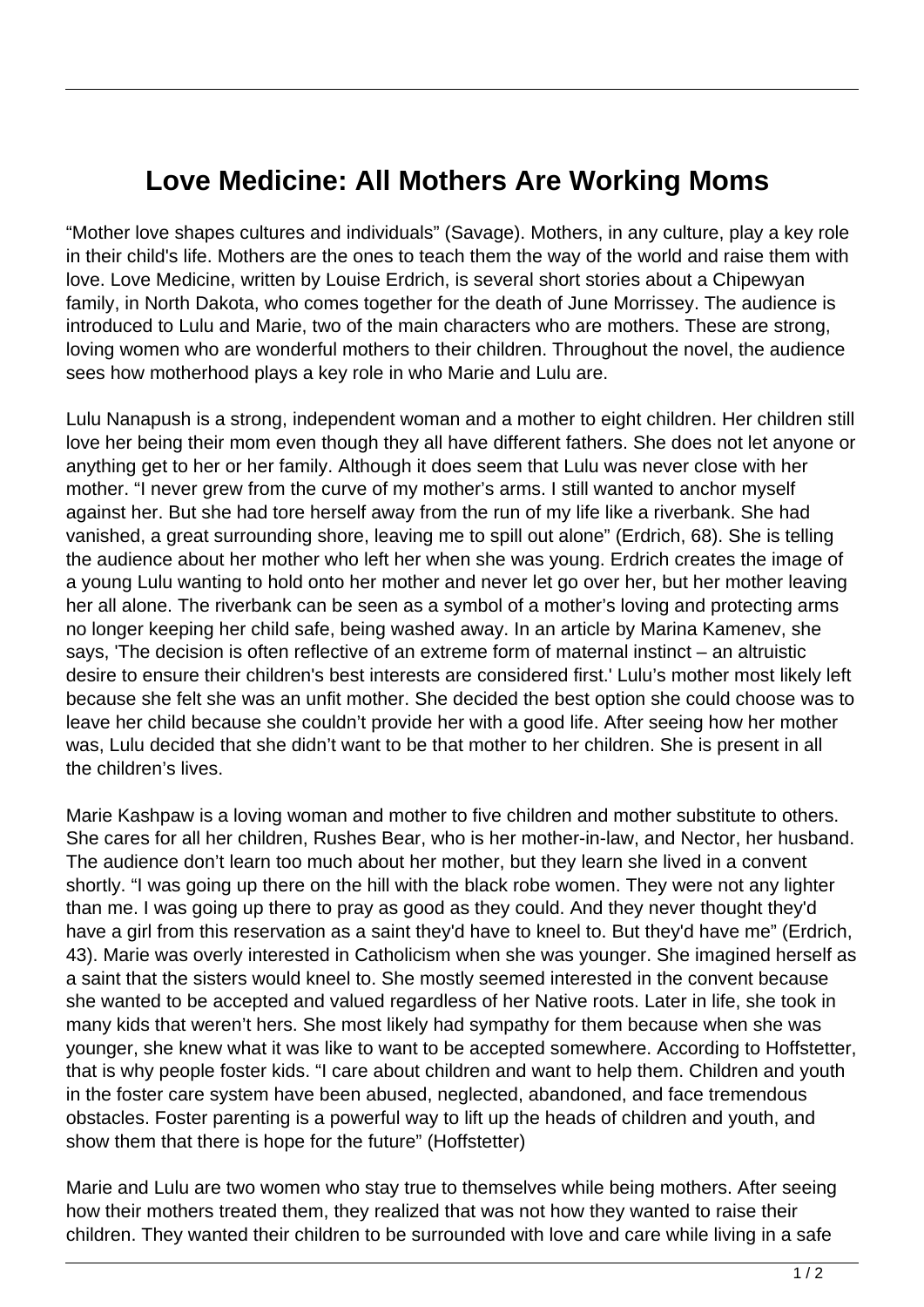# Love Medicine: All Mothers Are Working Moms

“Mother love shapes cultures and individuals” (Savage). Mothers, in any culture, play a key role in their child's life. Mothers are the ones to teach them the way of the world and raise them with love. Love Medicine, written by Louise Erdrich, is several short stories about a Chipewyan family, in North Dakota, who comes together for the death of June Morrissey. The audience is introduced to Lulu and Marie, two of the main characters who are mothers. These are strong, loving women who are wonderful mothers to their children. Throughout the novel, the audience sees how motherhood plays a key role in who Marie and Lulu are.

Lulu Nanapush is a strong, independent woman and a mother to eight children. Her children still love her being their mom even though they all have different fathers. She does not let anyone or anything get to her or her family. Although it does seem that Lulu was never close with her mother. “I never grew from the curve of my mother’s arms. I still wanted to anchor myself against her. But she had tore herself away from the run of my life like a riverbank. She had vanished, a great surrounding shore, leaving me to spill out alone” (Erdrich, 68). She is telling the audience about her mother who left her when she was young. Erdrich creates the image of a young Lulu wanting to hold onto her mother and never let go over her, but her mother leaving her all alone. The riverbank can be seen as a symbol of a mother’s loving and protecting arms no longer keeping her child safe, being washed away. In an article by Marina Kamenev, she says, 'The decision is often reflective of an extreme form of maternal instinct – an altruistic desire to ensure their children's best interests are considered first.' Lulu’s mother most likely left because she felt she was an unfit mother. She decided the best option she could choose was to leave her child because she couldn’t provide her with a good life. After seeing how her mother was, Lulu decided that she didn’t want to be that mother to her children. She is present in all the children’s lives.

Marie Kashpaw is a loving woman and mother to five children and mother substitute to others. She cares for all her children, Rushes Bear, who is her mother-in-law, and Nector, her husband. The audience don’t learn too much about her mother, but they learn she lived in a convent shortly. “I was going up there on the hill with the black robe women. They were not any lighter than me. I was going up there to pray as good as they could. And they never thought they'd have a girl from this reservation as a saint they'd have to kneel to. But they'd have me” (Erdrich, 43). Marie was overly interested in Catholicism when she was younger. She imagined herself as a saint that the sisters would kneel to. She mostly seemed interested in the convent because she wanted to be accepted and valued regardless of her Native roots. Later in life, she took in many kids that weren’t hers. She most likely had sympathy for them because when she was younger, she knew what it was like to want to be accepted somewhere. According to Hoffstetter, that is why people foster kids. “I care about children and want to help them. Children and youth in the foster care system have been abused, neglected, abandoned, and face tremendous obstacles. Foster parenting is a powerful way to lift up the heads of children and youth, and show them that there is hope for the future” (Hoffstetter)

Marie and Lulu are two women who stay true to themselves while being mothers. After seeing how their mothers treated them, they realized that was not how they wanted to raise their children. They wanted their children to be surrounded with love and care while living in a safe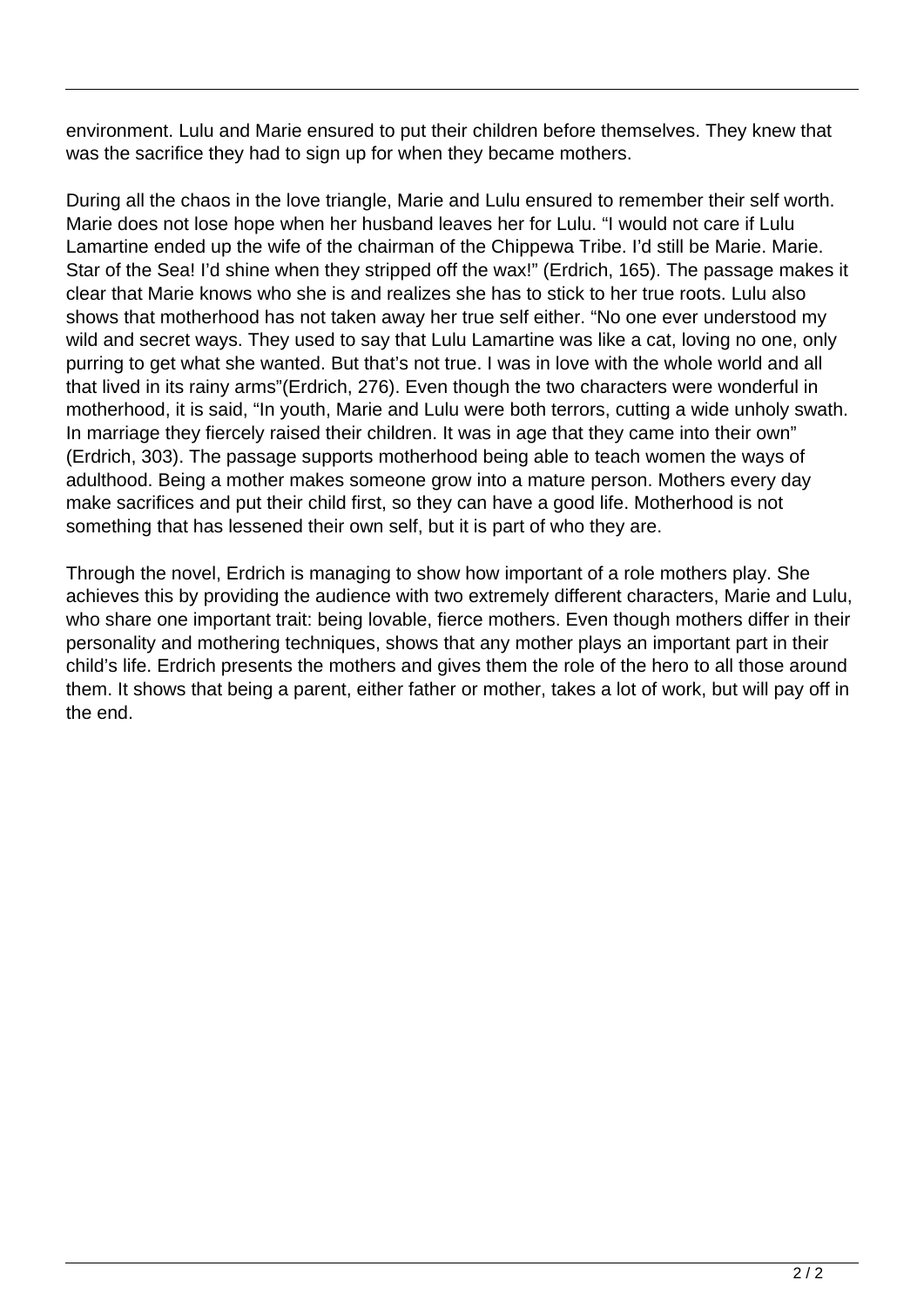environment. Lulu and Marie ensured to put their children before themselves. They knew that was the sacrifice they had to sign up for when they became mothers.

During all the chaos in the love triangle, Marie and Lulu ensured to remember their self worth. Marie does not lose hope when her husband leaves her for Lulu. "I would not care if Lulu Lamartine ended up the wife of the chairman of the Chippewa Tribe. I'd still be Marie. Marie. Star of the Sea! I'd shine when they stripped off the wax!" (Erdrich, 165). The passage makes it clear that Marie knows who she is and realizes she has to stick to her true roots. Lulu also shows that motherhood has not taken away her true self either. "No one ever understood my wild and secret ways. They used to say that Lulu Lamartine was like a cat, loving no one, only purring to get what she wanted. But that's not true. I was in love with the whole world and all that lived in its rainy arms"(Erdrich, 276). Even though the two characters were wonderful in motherhood, it is said, "In youth, Marie and Lulu were both terrors, cutting a wide unholy swath. In marriage they fiercely raised their children. It was in age that they came into their own" (Erdrich, 303). The passage supports motherhood being able to teach women the ways of adulthood. Being a mother makes someone grow into a mature person. Mothers every day make sacrifices and put their child first, so they can have a good life. Motherhood is not something that has lessened their own self, but it is part of who they are.

Through the novel, Erdrich is managing to show how important of a role mothers play. She achieves this by providing the audience with two extremely different characters, Marie and Lulu, who share one important trait: being lovable, fierce mothers. Even though mothers differ in their personality and mothering techniques, shows that any mother plays an important part in their child's life. Erdrich presents the mothers and gives them the role of the hero to all those around them. It shows that being a parent, either father or mother, takes a lot of work, but will pay off in the end.